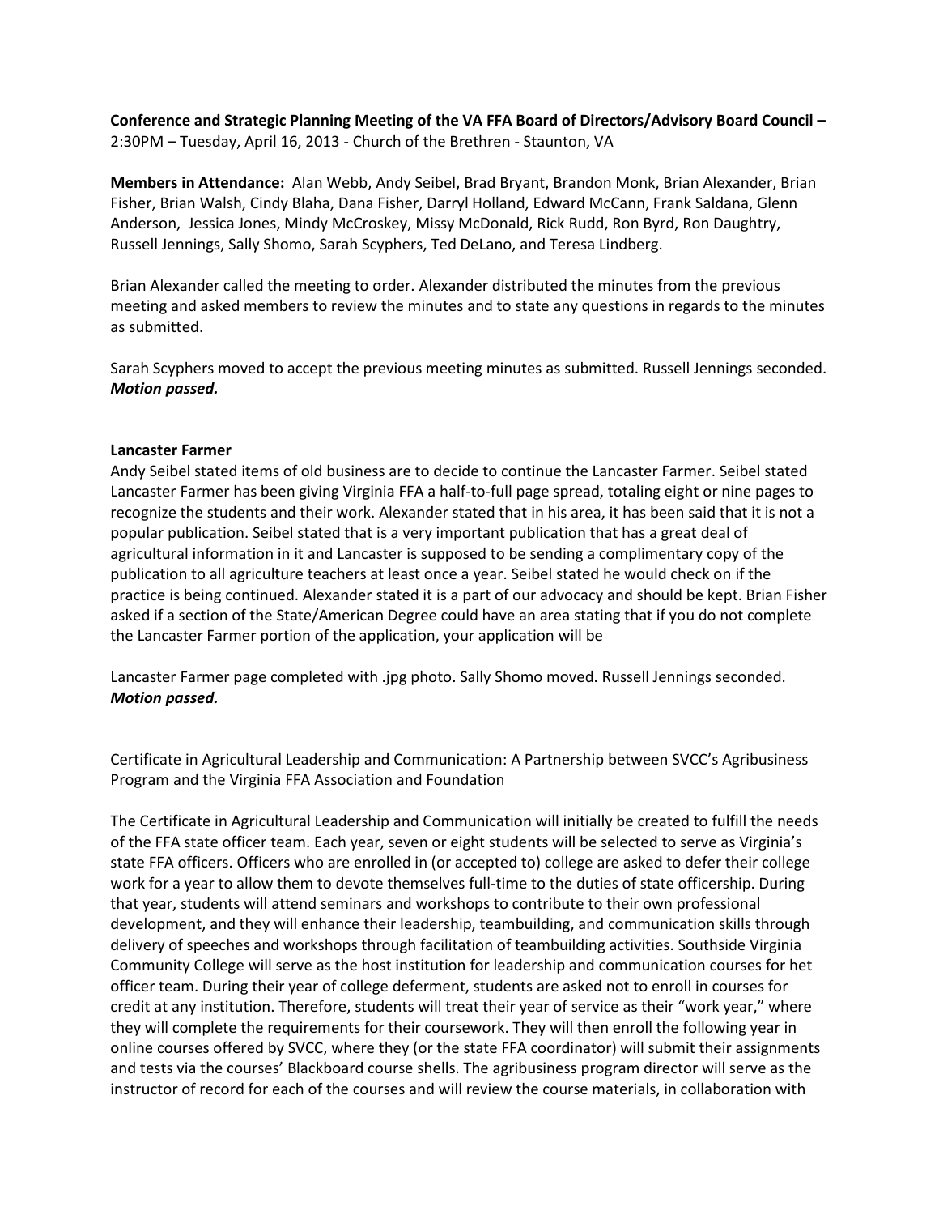**Conference and Strategic Planning Meeting of the VA FFA Board of Directors/Advisory Board Council –** 2:30PM – Tuesday, April 16, 2013 - Church of the Brethren - Staunton, VA

**Members in Attendance:** Alan Webb, Andy Seibel, Brad Bryant, Brandon Monk, Brian Alexander, Brian Fisher, Brian Walsh, Cindy Blaha, Dana Fisher, Darryl Holland, Edward McCann, Frank Saldana, Glenn Anderson, Jessica Jones, Mindy McCroskey, Missy McDonald, Rick Rudd, Ron Byrd, Ron Daughtry, Russell Jennings, Sally Shomo, Sarah Scyphers, Ted DeLano, and Teresa Lindberg.

Brian Alexander called the meeting to order. Alexander distributed the minutes from the previous meeting and asked members to review the minutes and to state any questions in regards to the minutes as submitted.

Sarah Scyphers moved to accept the previous meeting minutes as submitted. Russell Jennings seconded. ***Motion passed.***

**Lancaster Farmer**

Andy Seibel stated items of old business are to decide to continue the Lancaster Farmer. Seibel stated Lancaster Farmer has been giving Virginia FFA a half-to-full page spread, totaling eight or nine pages to recognize the students and their work. Alexander stated that in his area, it has been said that it is not a popular publication. Seibel stated that is a very important publication that has a great deal of agricultural information in it and Lancaster is supposed to be sending a complimentary copy of the publication to all agriculture teachers at least once a year. Seibel stated he would check on if the practice is being continued. Alexander stated it is a part of our advocacy and should be kept. Brian Fisher asked if a section of the State/American Degree could have an area stating that if you do not complete the Lancaster Farmer portion of the application, your application will be

Lancaster Farmer page completed with .jpg photo. Sally Shomo moved. Russell Jennings seconded. ***Motion passed.***

Certificate in Agricultural Leadership and Communication: A Partnership between SVCC's Agribusiness Program and the Virginia FFA Association and Foundation

The Certificate in Agricultural Leadership and Communication will initially be created to fulfill the needs of the FFA state officer team. Each year, seven or eight students will be selected to serve as Virginia's state FFA officers. Officers who are enrolled in (or accepted to) college are asked to defer their college work for a year to allow them to devote themselves full-time to the duties of state officership. During that year, students will attend seminars and workshops to contribute to their own professional development, and they will enhance their leadership, teambuilding, and communication skills through delivery of speeches and workshops through facilitation of teambuilding activities. Southside Virginia Community College will serve as the host institution for leadership and communication courses for het officer team. During their year of college deferment, students are asked not to enroll in courses for credit at any institution. Therefore, students will treat their year of service as their "work year," where they will complete the requirements for their coursework. They will then enroll the following year in online courses offered by SVCC, where they (or the state FFA coordinator) will submit their assignments and tests via the courses' Blackboard course shells. The agribusiness program director will serve as the instructor of record for each of the courses and will review the course materials, in collaboration with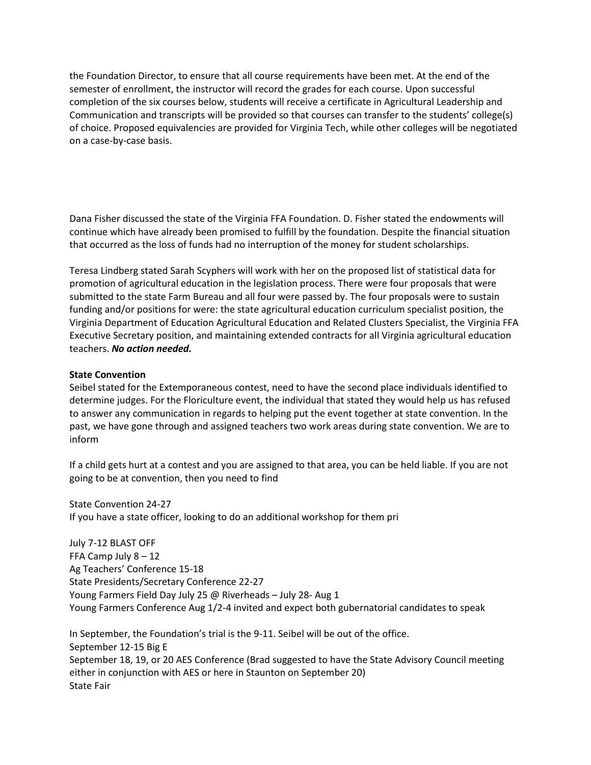the Foundation Director, to ensure that all course requirements have been met. At the end of the semester of enrollment, the instructor will record the grades for each course. Upon successful completion of the six courses below, students will receive a certificate in Agricultural Leadership and Communication and transcripts will be provided so that courses can transfer to the students' college(s) of choice. Proposed equivalencies are provided for Virginia Tech, while other colleges will be negotiated on a case-by-case basis.

Dana Fisher discussed the state of the Virginia FFA Foundation. D. Fisher stated the endowments will continue which have already been promised to fulfill by the foundation. Despite the financial situation that occurred as the loss of funds had no interruption of the money for student scholarships.

Teresa Lindberg stated Sarah Scyphers will work with her on the proposed list of statistical data for promotion of agricultural education in the legislation process. There were four proposals that were submitted to the state Farm Bureau and all four were passed by. The four proposals were to sustain funding and/or positions for were: the state agricultural education curriculum specialist position, the Virginia Department of Education Agricultural Education and Related Clusters Specialist, the Virginia FFA Executive Secretary position, and maintaining extended contracts for all Virginia agricultural education teachers. ***No action needed.***

**State Convention**
Seibel stated for the Extemporaneous contest, need to have the second place individuals identified to determine judges. For the Floriculture event, the individual that stated they would help us has refused to answer any communication in regards to helping put the event together at state convention. In the past, we have gone through and assigned teachers two work areas during state convention. We are to inform

If a child gets hurt at a contest and you are assigned to that area, you can be held liable. If you are not going to be at convention, then you need to find

State Convention 24-27
If you have a state officer, looking to do an additional workshop for them pri

July 7-12 BLAST OFF
FFA Camp July 8 – 12
Ag Teachers' Conference 15-18
State Presidents/Secretary Conference 22-27
Young Farmers Field Day July 25 @ Riverheads – July 28- Aug 1
Young Farmers Conference Aug 1/2-4 invited and expect both gubernatorial candidates to speak

In September, the Foundation's trial is the 9-11. Seibel will be out of the office.
September 12-15 Big E
September 18, 19, or 20 AES Conference (Brad suggested to have the State Advisory Council meeting either in conjunction with AES or here in Staunton on September 20)
State Fair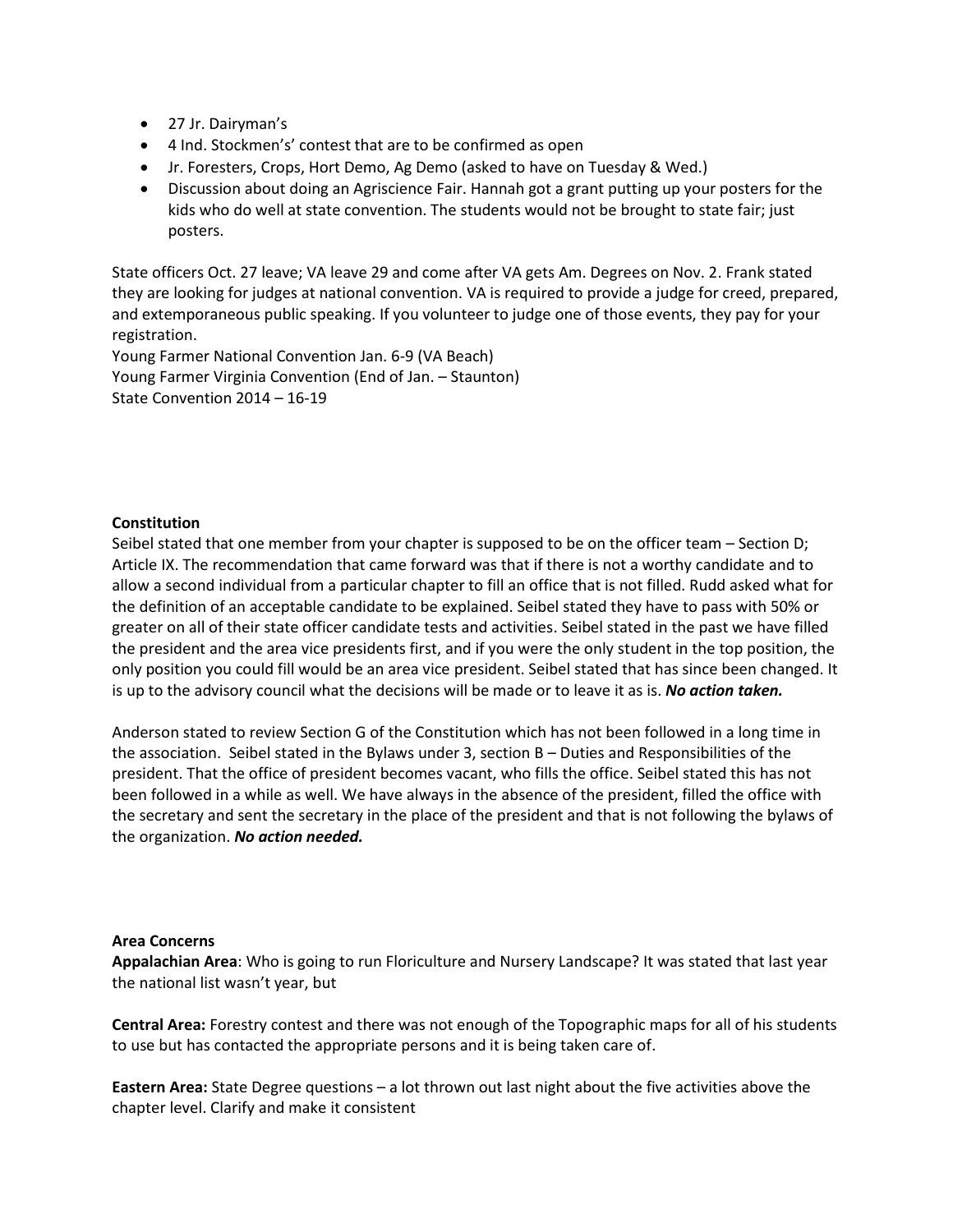- 27 Jr. Dairyman's
- 4 Ind. Stockmen's' contest that are to be confirmed as open
- Jr. Foresters, Crops, Hort Demo, Ag Demo (asked to have on Tuesday & Wed.)
- Discussion about doing an Agriscience Fair. Hannah got a grant putting up your posters for the kids who do well at state convention. The students would not be brought to state fair; just posters.

State officers Oct. 27 leave; VA leave 29 and come after VA gets Am. Degrees on Nov. 2. Frank stated they are looking for judges at national convention. VA is required to provide a judge for creed, prepared, and extemporaneous public speaking. If you volunteer to judge one of those events, they pay for your registration.
Young Farmer National Convention Jan. 6-9 (VA Beach)
Young Farmer Virginia Convention (End of Jan. – Staunton)
State Convention 2014 – 16-19

**Constitution**
Seibel stated that one member from your chapter is supposed to be on the officer team – Section D; Article IX. The recommendation that came forward was that if there is not a worthy candidate and to allow a second individual from a particular chapter to fill an office that is not filled. Rudd asked what for the definition of an acceptable candidate to be explained. Seibel stated they have to pass with 50% or greater on all of their state officer candidate tests and activities. Seibel stated in the past we have filled the president and the area vice presidents first, and if you were the only student in the top position, the only position you could fill would be an area vice president. Seibel stated that has since been changed. It is up to the advisory council what the decisions will be made or to leave it as is. ***No action taken.***

Anderson stated to review Section G of the Constitution which has not been followed in a long time in the association. Seibel stated in the Bylaws under 3, section B – Duties and Responsibilities of the president. That the office of president becomes vacant, who fills the office. Seibel stated this has not been followed in a while as well. We have always in the absence of the president, filled the office with the secretary and sent the secretary in the place of the president and that is not following the bylaws of the organization. ***No action needed.***

**Area Concerns**
**Appalachian Area**: Who is going to run Floriculture and Nursery Landscape? It was stated that last year the national list wasn't year, but

**Central Area:** Forestry contest and there was not enough of the Topographic maps for all of his students to use but has contacted the appropriate persons and it is being taken care of.

**Eastern Area:** State Degree questions – a lot thrown out last night about the five activities above the chapter level. Clarify and make it consistent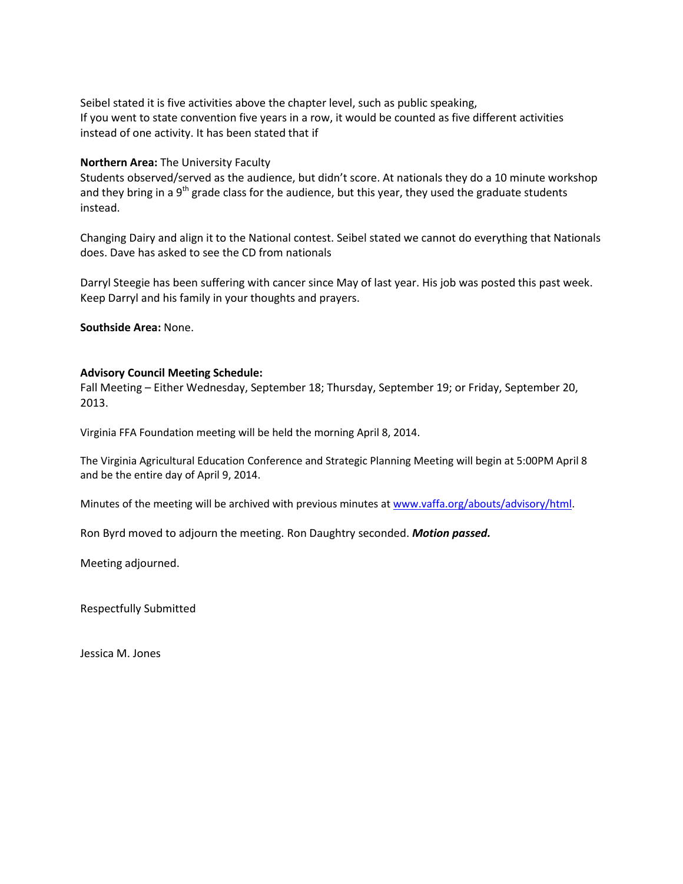Seibel stated it is five activities above the chapter level, such as public speaking,
If you went to state convention five years in a row, it would be counted as five different activities instead of one activity. It has been stated that if

**Northern Area:** The University Faculty
Students observed/served as the audience, but didn't score. At nationals they do a 10 minute workshop and they bring in a 9th grade class for the audience, but this year, they used the graduate students instead.

Changing Dairy and align it to the National contest. Seibel stated we cannot do everything that Nationals does. Dave has asked to see the CD from nationals

Darryl Steegie has been suffering with cancer since May of last year. His job was posted this past week. Keep Darryl and his family in your thoughts and prayers.

**Southside Area:** None.

**Advisory Council Meeting Schedule:**
Fall Meeting – Either Wednesday, September 18; Thursday, September 19; or Friday, September 20, 2013.

Virginia FFA Foundation meeting will be held the morning April 8, 2014.

The Virginia Agricultural Education Conference and Strategic Planning Meeting will begin at 5:00PM April 8 and be the entire day of April 9, 2014.

Minutes of the meeting will be archived with previous minutes at www.vaffa.org/abouts/advisory/html.

Ron Byrd moved to adjourn the meeting. Ron Daughtry seconded. ***Motion passed.***

Meeting adjourned.

Respectfully Submitted

Jessica M. Jones